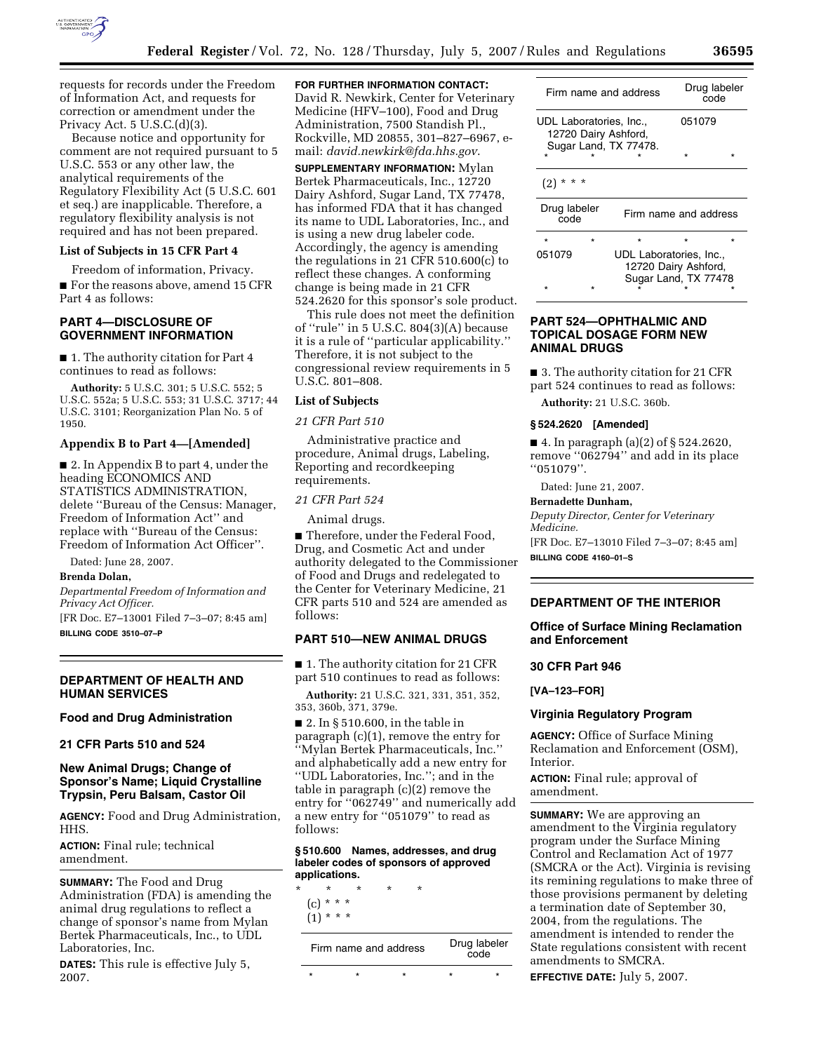requests for records under the Freedom of Information Act, and requests for correction or amendment under the Privacy Act. 5 U.S.C.(d)(3).

Because notice and opportunity for comment are not required pursuant to 5 U.S.C. 553 or any other law, the analytical requirements of the Regulatory Flexibility Act (5 U.S.C. 601 et seq.) are inapplicable. Therefore, a regulatory flexibility analysis is not required and has not been prepared.

**List of Subjects in 15 CFR Part 4**

Freedom of information, Privacy.

■ For the reasons above, amend 15 CFR Part 4 as follows:

## PART 4—DISCLOSURE OF GOVERNMENT INFORMATION

■ 1. The authority citation for Part 4 continues to read as follows:

**Authority:** 5 U.S.C. 301; 5 U.S.C. 552; 5 U.S.C. 552a; 5 U.S.C. 553; 31 U.S.C. 3717; 44 U.S.C. 3101; Reorganization Plan No. 5 of 1950.

**Appendix B to Part 4—[Amended]**

■ 2. In Appendix B to part 4, under the heading ECONOMICS AND STATISTICS ADMINISTRATION, delete ''Bureau of the Census: Manager, Freedom of Information Act'' and replace with ''Bureau of the Census: Freedom of Information Act Officer''.

Dated: June 28, 2007.

**Brenda Dolan,**

*Departmental Freedom of Information and Privacy Act Officer.*

[FR Doc. E7–13001 Filed 7–3–07; 8:45 am]

**BILLING CODE 3510–07–P**

---

## DEPARTMENT OF HEALTH AND HUMAN SERVICES

### Food and Drug Administration

### 21 CFR Parts 510 and 524

### New Animal Drugs; Change of Sponsor's Name; Liquid Crystalline Trypsin, Peru Balsam, Castor Oil

**AGENCY:** Food and Drug Administration, HHS.

**ACTION:** Final rule; technical amendment.

**SUMMARY:** The Food and Drug Administration (FDA) is amending the animal drug regulations to reflect a change of sponsor's name from Mylan Bertek Pharmaceuticals, Inc., to UDL Laboratories, Inc.

**DATES:** This rule is effective July 5, 2007.

**FOR FURTHER INFORMATION CONTACT:** David R. Newkirk, Center for Veterinary Medicine (HFV–100), Food and Drug Administration, 7500 Standish Pl., Rockville, MD 20855, 301–827–6967, e-mail: *david.newkirk@fda.hhs.gov*.

**SUPPLEMENTARY INFORMATION:** Mylan Bertek Pharmaceuticals, Inc., 12720 Dairy Ashford, Sugar Land, TX 77478, has informed FDA that it has changed its name to UDL Laboratories, Inc., and is using a new drug labeler code. Accordingly, the agency is amending the regulations in 21 CFR 510.600(c) to reflect these changes. A conforming change is being made in 21 CFR 524.2620 for this sponsor's sole product.

This rule does not meet the definition of ''rule'' in 5 U.S.C. 804(3)(A) because it is a rule of ''particular applicability.'' Therefore, it is not subject to the congressional review requirements in 5 U.S.C. 801–808.

**List of Subjects**

*21 CFR Part 510*

Administrative practice and procedure, Animal drugs, Labeling, Reporting and recordkeeping requirements.

*21 CFR Part 524*

Animal drugs.

■ Therefore, under the Federal Food, Drug, and Cosmetic Act and under authority delegated to the Commissioner of Food and Drugs and redelegated to the Center for Veterinary Medicine, 21 CFR parts 510 and 524 are amended as follows:

## PART 510—NEW ANIMAL DRUGS

■ 1. The authority citation for 21 CFR part 510 continues to read as follows:

**Authority:** 21 U.S.C. 321, 331, 351, 352, 353, 360b, 371, 379e.

■ 2. In § 510.600, in the table in paragraph (c)(1), remove the entry for ''Mylan Bertek Pharmaceuticals, Inc.'' and alphabetically add a new entry for ''UDL Laboratories, Inc.''; and in the table in paragraph (c)(2) remove the entry for ''062749'' and numerically add a new entry for ''051079'' to read as follows:

**§ 510.600 Names, addresses, and drug labeler codes of sponsors of approved applications.**

\* \* \* \* \*

(c) \* \* \*

(1) \* \* \*

| Firm name and address | Drug labeler code |
|---|---|
| \* \* \* | \* \* |
| UDL Laboratories, Inc., 12720 Dairy Ashford, Sugar Land, TX 77478. | 051079 |
| \* \* \* | \* \* |

(2) \* \* \*

| Drug labeler code | Firm name and address |
|---|---|
| \* \* | \* \* \* |
| 051079 | UDL Laboratories, Inc., 12720 Dairy Ashford, Sugar Land, TX 77478 |
| \* \* | \* \* \* |

## PART 524—OPHTHALMIC AND TOPICAL DOSAGE FORM NEW ANIMAL DRUGS

■ 3. The authority citation for 21 CFR part 524 continues to read as follows:

**Authority:** 21 U.S.C. 360b.

**§ 524.2620 [Amended]**

■ 4. In paragraph (a)(2) of § 524.2620, remove ''062794'' and add in its place ''051079''.

Dated: June 21, 2007.

**Bernadette Dunham,**

*Deputy Director, Center for Veterinary Medicine.*

[FR Doc. E7–13010 Filed 7–3–07; 8:45 am]

**BILLING CODE 4160–01–S**

---

## DEPARTMENT OF THE INTERIOR

### Office of Surface Mining Reclamation and Enforcement

### 30 CFR Part 946

**[VA–123–FOR]**

### Virginia Regulatory Program

**AGENCY:** Office of Surface Mining Reclamation and Enforcement (OSM), Interior.

**ACTION:** Final rule; approval of amendment.

**SUMMARY:** We are approving an amendment to the Virginia regulatory program under the Surface Mining Control and Reclamation Act of 1977 (SMCRA or the Act). Virginia is revising its remining regulations to make three of those provisions permanent by deleting a termination date of September 30, 2004, from the regulations. The amendment is intended to render the State regulations consistent with recent amendments to SMCRA.

**EFFECTIVE DATE:** July 5, 2007.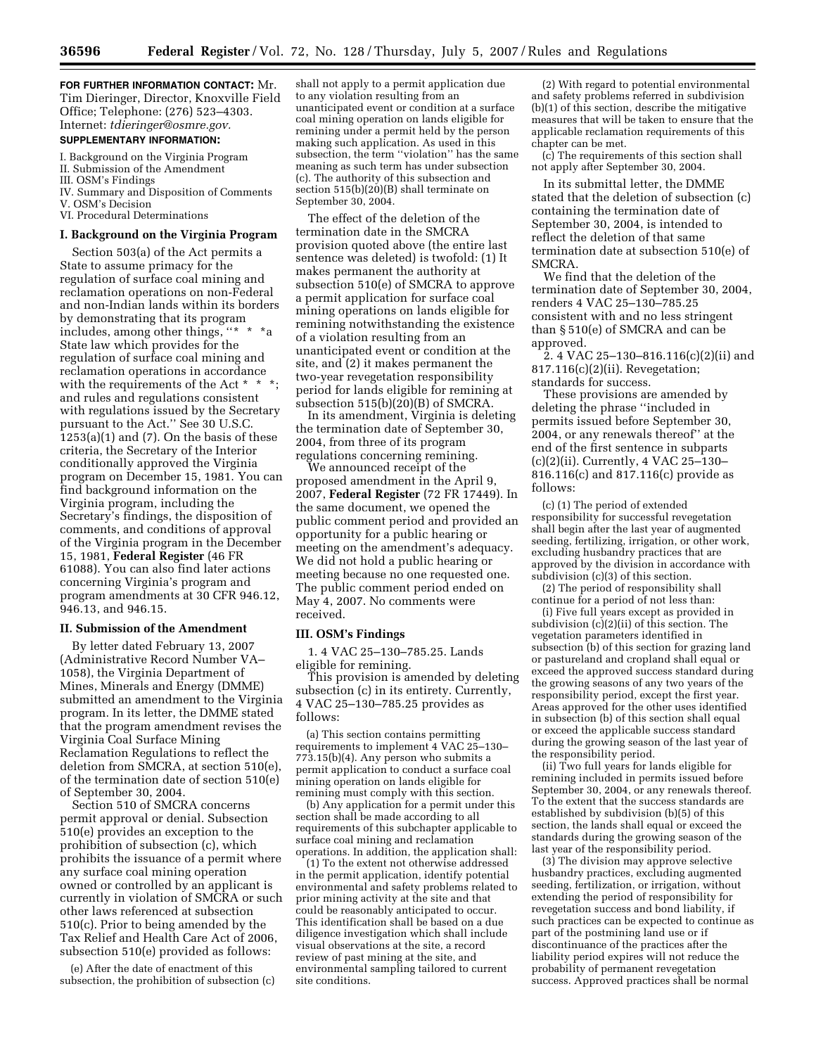**FOR FURTHER INFORMATION CONTACT:** Mr. Tim Dieringer, Director, Knoxville Field Office; Telephone: (276) 523–4303. Internet: *tdieringer@osmre.gov.*

**SUPPLEMENTARY INFORMATION:**

I. Background on the Virginia Program
II. Submission of the Amendment
III. OSM's Findings
IV. Summary and Disposition of Comments
V. OSM's Decision
VI. Procedural Determinations

## I. Background on the Virginia Program

Section 503(a) of the Act permits a State to assume primacy for the regulation of surface coal mining and reclamation operations on non-Federal and non-Indian lands within its borders by demonstrating that its program includes, among other things, ''* * *a State law which provides for the regulation of surface coal mining and reclamation operations in accordance with the requirements of the Act * * *; and rules and regulations consistent with regulations issued by the Secretary pursuant to the Act.'' See 30 U.S.C. 1253(a)(1) and (7). On the basis of these criteria, the Secretary of the Interior conditionally approved the Virginia program on December 15, 1981. You can find background information on the Virginia program, including the Secretary's findings, the disposition of comments, and conditions of approval of the Virginia program in the December 15, 1981, **Federal Register** (46 FR 61088). You can also find later actions concerning Virginia's program and program amendments at 30 CFR 946.12, 946.13, and 946.15.

## II. Submission of the Amendment

By letter dated February 13, 2007 (Administrative Record Number VA–1058), the Virginia Department of Mines, Minerals and Energy (DMME) submitted an amendment to the Virginia program. In its letter, the DMME stated that the program amendment revises the Virginia Coal Surface Mining Reclamation Regulations to reflect the deletion from SMCRA, at section 510(e), of the termination date of section 510(e) of September 30, 2004.

Section 510 of SMCRA concerns permit approval or denial. Subsection 510(e) provides an exception to the prohibition of subsection (c), which prohibits the issuance of a permit where any surface coal mining operation owned or controlled by an applicant is currently in violation of SMCRA or such other laws referenced at subsection 510(c). Prior to being amended by the Tax Relief and Health Care Act of 2006, subsection 510(e) provided as follows:

> (e) After the date of enactment of this subsection, the prohibition of subsection (c) shall not apply to a permit application due to any violation resulting from an unanticipated event or condition at a surface coal mining operation on lands eligible for remining under a permit held by the person making such application. As used in this subsection, the term ''violation'' has the same meaning as such term has under subsection (c). The authority of this subsection and section 515(b)(20)(B) shall terminate on September 30, 2004.

The effect of the deletion of the termination date in the SMCRA provision quoted above (the entire last sentence was deleted) is twofold: (1) It makes permanent the authority at subsection 510(e) of SMCRA to approve a permit application for surface coal mining operations on lands eligible for remining notwithstanding the existence of a violation resulting from an unanticipated event or condition at the site, and (2) it makes permanent the two-year revegetation responsibility period for lands eligible for remining at subsection 515(b)(20)(B) of SMCRA.

In its amendment, Virginia is deleting the termination date of September 30, 2004, from three of its program regulations concerning remining.

We announced receipt of the proposed amendment in the April 9, 2007, **Federal Register** (72 FR 17449). In the same document, we opened the public comment period and provided an opportunity for a public hearing or meeting on the amendment's adequacy. We did not hold a public hearing or meeting because no one requested one. The public comment period ended on May 4, 2007. No comments were received.

## III. OSM's Findings

1. 4 VAC 25–130–785.25. Lands eligible for remining.

This provision is amended by deleting subsection (c) in its entirety. Currently, 4 VAC 25–130–785.25 provides as follows:

> (a) This section contains permitting requirements to implement 4 VAC 25–130–773.15(b)(4). Any person who submits a permit application to conduct a surface coal mining operation on lands eligible for remining must comply with this section.
>
> (b) Any application for a permit under this section shall be made according to all requirements of this subchapter applicable to surface coal mining and reclamation operations. In addition, the application shall:
>
> (1) To the extent not otherwise addressed in the permit application, identify potential environmental and safety problems related to prior mining activity at the site and that could be reasonably anticipated to occur. This identification shall be based on a due diligence investigation which shall include visual observations at the site, a record review of past mining at the site, and environmental sampling tailored to current site conditions.
>
> (2) With regard to potential environmental and safety problems referred in subdivision (b)(1) of this section, describe the mitigative measures that will be taken to ensure that the applicable reclamation requirements of this chapter can be met.
>
> (c) The requirements of this section shall not apply after September 30, 2004.

In its submittal letter, the DMME stated that the deletion of subsection (c) containing the termination date of September 30, 2004, is intended to reflect the deletion of that same termination date at subsection 510(e) of SMCRA.

We find that the deletion of the termination date of September 30, 2004, renders 4 VAC 25–130–785.25 consistent with and no less stringent than § 510(e) of SMCRA and can be approved.

2. 4 VAC 25–130–816.116(c)(2)(ii) and 817.116(c)(2)(ii). Revegetation; standards for success.

These provisions are amended by deleting the phrase ''included in permits issued before September 30, 2004, or any renewals thereof'' at the end of the first sentence in subparts (c)(2)(ii). Currently, 4 VAC 25–130–816.116(c) and 817.116(c) provide as follows:

> (c) (1) The period of extended responsibility for successful revegetation shall begin after the last year of augmented seeding, fertilizing, irrigation, or other work, excluding husbandry practices that are approved by the division in accordance with subdivision (c)(3) of this section.
>
> (2) The period of responsibility shall continue for a period of not less than:
>
> (i) Five full years except as provided in subdivision (c)(2)(ii) of this section. The vegetation parameters identified in subsection (b) of this section for grazing land or pastureland and cropland shall equal or exceed the approved success standard during the growing seasons of any two years of the responsibility period, except the first year. Areas approved for the other uses identified in subsection (b) of this section shall equal or exceed the applicable success standard during the growing season of the last year of the responsibility period.
>
> (ii) Two full years for lands eligible for remining included in permits issued before September 30, 2004, or any renewals thereof. To the extent that the success standards are established by subdivision (b)(5) of this section, the lands shall equal or exceed the standards during the growing season of the last year of the responsibility period.
>
> (3) The division may approve selective husbandry practices, excluding augmented seeding, fertilization, or irrigation, without extending the period of responsibility for revegetation success and bond liability, if such practices can be expected to continue as part of the postmining land use or if discontinuance of the practices after the liability period expires will not reduce the probability of permanent revegetation success. Approved practices shall be normal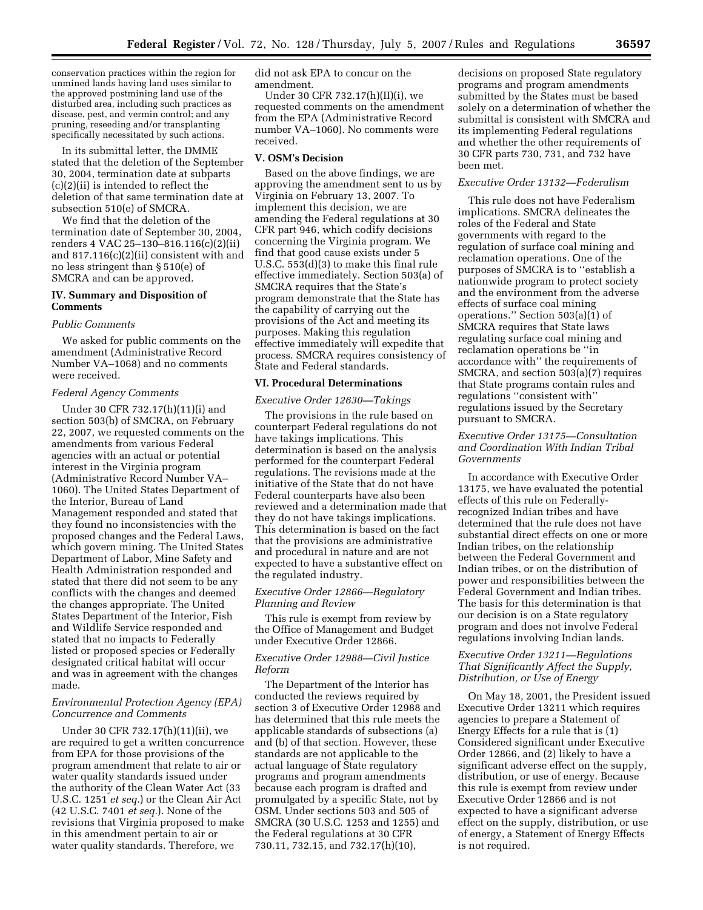conservation practices within the region for unmined lands having land uses similar to the approved postmining land use of the disturbed area, including such practices as disease, pest, and vermin control; and any pruning, reseeding and/or transplanting specifically necessitated by such actions.

In its submittal letter, the DMME stated that the deletion of the September 30, 2004, termination date at subparts (c)(2)(ii) is intended to reflect the deletion of that same termination date at subsection 510(e) of SMCRA.

We find that the deletion of the termination date of September 30, 2004, renders 4 VAC 25–130–816.116(c)(2)(ii) and 817.116(c)(2)(ii) consistent with and no less stringent than § 510(e) of SMCRA and can be approved.

## IV. Summary and Disposition of Comments

*Public Comments*

We asked for public comments on the amendment (Administrative Record Number VA–1068) and no comments were received.

*Federal Agency Comments*

Under 30 CFR 732.17(h)(11)(i) and section 503(b) of SMCRA, on February 22, 2007, we requested comments on the amendments from various Federal agencies with an actual or potential interest in the Virginia program (Administrative Record Number VA–1060). The United States Department of the Interior, Bureau of Land Management responded and stated that they found no inconsistencies with the proposed changes and the Federal Laws, which govern mining. The United States Department of Labor, Mine Safety and Health Administration responded and stated that there did not seem to be any conflicts with the changes and deemed the changes appropriate. The United States Department of the Interior, Fish and Wildlife Service responded and stated that no impacts to Federally listed or proposed species or Federally designated critical habitat will occur and was in agreement with the changes made.

*Environmental Protection Agency (EPA) Concurrence and Comments*

Under 30 CFR 732.17(h)(11)(ii), we are required to get a written concurrence from EPA for those provisions of the program amendment that relate to air or water quality standards issued under the authority of the Clean Water Act (33 U.S.C. 1251 *et seq.*) or the Clean Air Act (42 U.S.C. 7401 *et seq.*). None of the revisions that Virginia proposed to make in this amendment pertain to air or water quality standards. Therefore, we did not ask EPA to concur on the amendment.

Under 30 CFR 732.17(h)(II)(i), we requested comments on the amendment from the EPA (Administrative Record number VA–1060). No comments were received.

## V. OSM's Decision

Based on the above findings, we are approving the amendment sent to us by Virginia on February 13, 2007. To implement this decision, we are amending the Federal regulations at 30 CFR part 946, which codify decisions concerning the Virginia program. We find that good cause exists under 5 U.S.C. 553(d)(3) to make this final rule effective immediately. Section 503(a) of SMCRA requires that the State's program demonstrate that the State has the capability of carrying out the provisions of the Act and meeting its purposes. Making this regulation effective immediately will expedite that process. SMCRA requires consistency of State and Federal standards.

## VI. Procedural Determinations

*Executive Order 12630—Takings*

The provisions in the rule based on counterpart Federal regulations do not have takings implications. This determination is based on the analysis performed for the counterpart Federal regulations. The revisions made at the initiative of the State that do not have Federal counterparts have also been reviewed and a determination made that they do not have takings implications. This determination is based on the fact that the provisions are administrative and procedural in nature and are not expected to have a substantive effect on the regulated industry.

*Executive Order 12866—Regulatory Planning and Review*

This rule is exempt from review by the Office of Management and Budget under Executive Order 12866.

*Executive Order 12988—Civil Justice Reform*

The Department of the Interior has conducted the reviews required by section 3 of Executive Order 12988 and has determined that this rule meets the applicable standards of subsections (a) and (b) of that section. However, these standards are not applicable to the actual language of State regulatory programs and program amendments because each program is drafted and promulgated by a specific State, not by OSM. Under sections 503 and 505 of SMCRA (30 U.S.C. 1253 and 1255) and the Federal regulations at 30 CFR 730.11, 732.15, and 732.17(h)(10), decisions on proposed State regulatory programs and program amendments submitted by the States must be based solely on a determination of whether the submittal is consistent with SMCRA and its implementing Federal regulations and whether the other requirements of 30 CFR parts 730, 731, and 732 have been met.

*Executive Order 13132—Federalism*

This rule does not have Federalism implications. SMCRA delineates the roles of the Federal and State governments with regard to the regulation of surface coal mining and reclamation operations. One of the purposes of SMCRA is to ''establish a nationwide program to protect society and the environment from the adverse effects of surface coal mining operations.'' Section 503(a)(1) of SMCRA requires that State laws regulating surface coal mining and reclamation operations be ''in accordance with'' the requirements of SMCRA, and section 503(a)(7) requires that State programs contain rules and regulations ''consistent with'' regulations issued by the Secretary pursuant to SMCRA.

*Executive Order 13175—Consultation and Coordination With Indian Tribal Governments*

In accordance with Executive Order 13175, we have evaluated the potential effects of this rule on Federally-recognized Indian tribes and have determined that the rule does not have substantial direct effects on one or more Indian tribes, on the relationship between the Federal Government and Indian tribes, or on the distribution of power and responsibilities between the Federal Government and Indian tribes. The basis for this determination is that our decision is on a State regulatory program and does not involve Federal regulations involving Indian lands.

*Executive Order 13211—Regulations That Significantly Affect the Supply, Distribution, or Use of Energy*

On May 18, 2001, the President issued Executive Order 13211 which requires agencies to prepare a Statement of Energy Effects for a rule that is (1) Considered significant under Executive Order 12866, and (2) likely to have a significant adverse effect on the supply, distribution, or use of energy. Because this rule is exempt from review under Executive Order 12866 and is not expected to have a significant adverse effect on the supply, distribution, or use of energy, a Statement of Energy Effects is not required.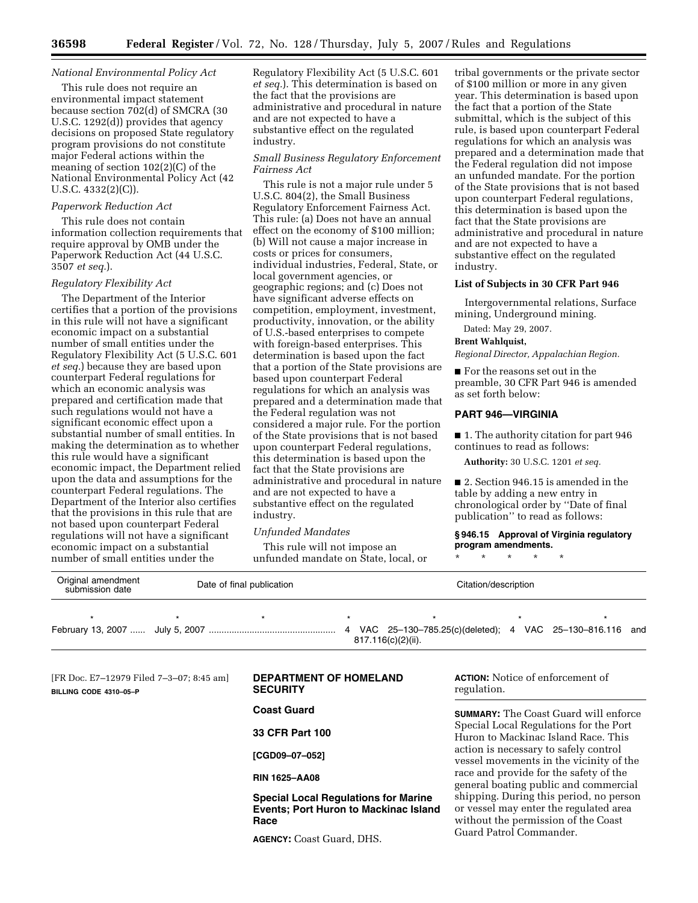*National Environmental Policy Act*

This rule does not require an environmental impact statement because section 702(d) of SMCRA (30 U.S.C. 1292(d)) provides that agency decisions on proposed State regulatory program provisions do not constitute major Federal actions within the meaning of section 102(2)(C) of the National Environmental Policy Act (42 U.S.C. 4332(2)(C)).

*Paperwork Reduction Act*

This rule does not contain information collection requirements that require approval by OMB under the Paperwork Reduction Act (44 U.S.C. 3507 *et seq.*).

*Regulatory Flexibility Act*

The Department of the Interior certifies that a portion of the provisions in this rule will not have a significant economic impact on a substantial number of small entities under the Regulatory Flexibility Act (5 U.S.C. 601 *et seq.*) because they are based upon counterpart Federal regulations for which an economic analysis was prepared and certification made that such regulations would not have a significant economic effect upon a substantial number of small entities. In making the determination as to whether this rule would have a significant economic impact, the Department relied upon the data and assumptions for the counterpart Federal regulations. The Department of the Interior also certifies that the provisions in this rule that are not based upon counterpart Federal regulations will not have a significant economic impact on a substantial number of small entities under the Regulatory Flexibility Act (5 U.S.C. 601 *et seq.*). This determination is based on the fact that the provisions are administrative and procedural in nature and are not expected to have a substantive effect on the regulated industry.

*Small Business Regulatory Enforcement Fairness Act*

This rule is not a major rule under 5 U.S.C. 804(2), the Small Business Regulatory Enforcement Fairness Act. This rule: (a) Does not have an annual effect on the economy of $100 million; (b) Will not cause a major increase in costs or prices for consumers, individual industries, Federal, State, or local government agencies, or geographic regions; and (c) Does not have significant adverse effects on competition, employment, investment, productivity, innovation, or the ability of U.S.-based enterprises to compete with foreign-based enterprises. This determination is based upon the fact that a portion of the State provisions are based upon counterpart Federal regulations for which an analysis was prepared and a determination made that the Federal regulation was not considered a major rule. For the portion of the State provisions that is not based upon counterpart Federal regulations, this determination is based upon the fact that the State provisions are administrative and procedural in nature and are not expected to have a substantive effect on the regulated industry.

*Unfunded Mandates*

This rule will not impose an unfunded mandate on State, local, or tribal governments or the private sector of $100 million or more in any given year. This determination is based upon the fact that a portion of the State submittal, which is the subject of this rule, is based upon counterpart Federal regulations for which an analysis was prepared and a determination made that the Federal regulation did not impose an unfunded mandate. For the portion of the State provisions that is not based upon counterpart Federal regulations, this determination is based upon the fact that the State provisions are administrative and procedural in nature and are not expected to have a substantive effect on the regulated industry.

**List of Subjects in 30 CFR Part 946**

Intergovernmental relations, Surface mining, Underground mining.

Dated: May 29, 2007.

**Brent Wahlquist,**

*Regional Director, Appalachian Region.*

■ For the reasons set out in the preamble, 30 CFR Part 946 is amended as set forth below:

## PART 946—VIRGINIA

■ 1. The authority citation for part 946 continues to read as follows:

**Authority:** 30 U.S.C. 1201 *et seq.*

■ 2. Section 946.15 is amended in the table by adding a new entry in chronological order by ''Date of final publication'' to read as follows:

**§ 946.15 Approval of Virginia regulatory program amendments.**

\* \* \* \* \*

| Original amendment submission date | Date of final publication | Citation/description |
|---|---|---|
| \* | \* | \* \* \* \* \* |
| February 13, 2007 | July 5, 2007 | 4 VAC 25–130–785.25(c)(deleted); 4 VAC 25–130–816.116 and 817.116(c)(2)(ii). |

[FR Doc. E7–12979 Filed 7–3–07; 8:45 am]

**BILLING CODE 4310–05–P**

**DEPARTMENT OF HOMELAND SECURITY**

**Coast Guard**

**33 CFR Part 100**

**[CGD09–07–052]**

**RIN 1625–AA08**

## Special Local Regulations for Marine Events; Port Huron to Mackinac Island Race

**AGENCY:** Coast Guard, DHS.

**ACTION:** Notice of enforcement of regulation.

**SUMMARY:** The Coast Guard will enforce Special Local Regulations for the Port Huron to Mackinac Island Race. This action is necessary to safely control vessel movements in the vicinity of the race and provide for the safety of the general boating public and commercial shipping. During this period, no person or vessel may enter the regulated area without the permission of the Coast Guard Patrol Commander.